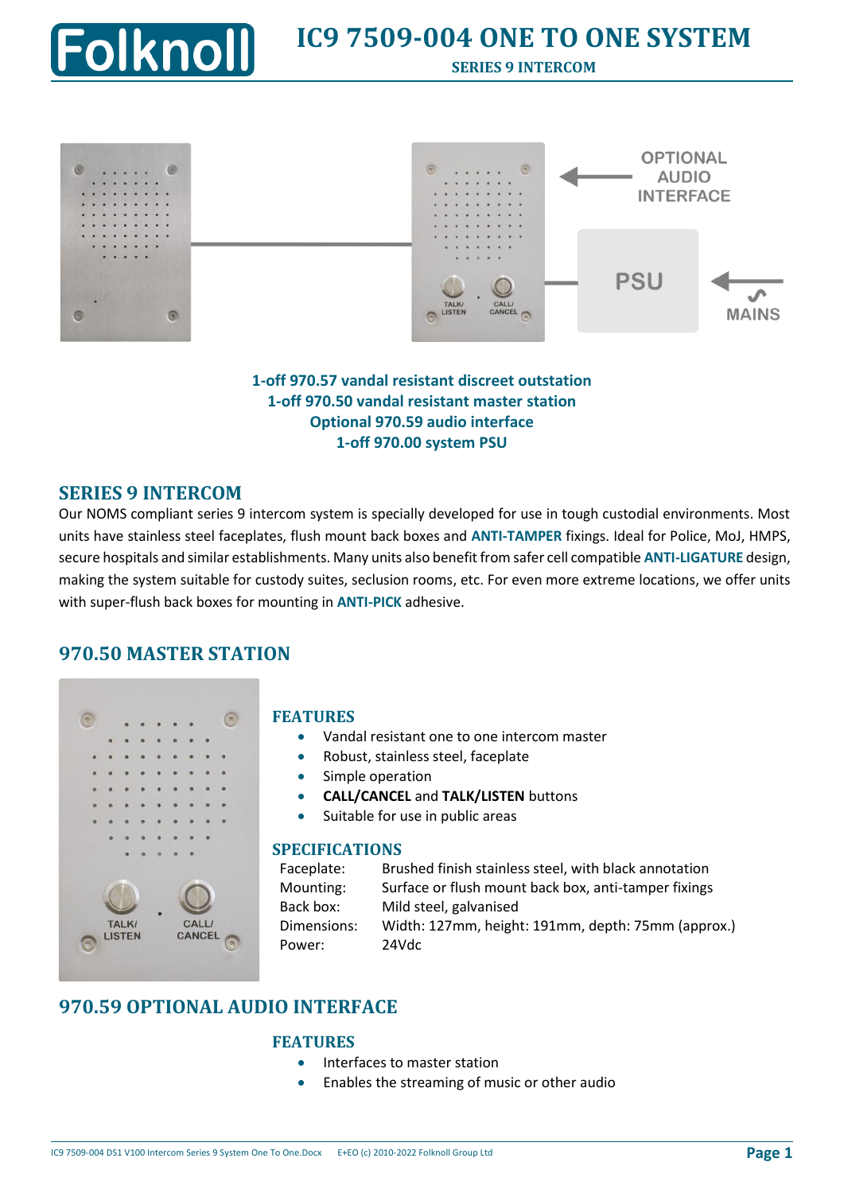# IC9 7509-004 ONE TO ONE SYSTEM

**SERIES 9 INTERCOM**

**1-off 970.57 vandal resistant discreet outstation**
**1-off 970.50 vandal resistant master station**
**Optional 970.59 audio interface**
**1-off 970.00 system PSU**

## SERIES 9 INTERCOM

Our NOMS compliant series 9 intercom system is specially developed for use in tough custodial environments. Most units have stainless steel faceplates, flush mount back boxes and **ANTI-TAMPER** fixings. Ideal for Police, MoJ, HMPS, secure hospitals and similar establishments. Many units also benefit from safer cell compatible **ANTI-LIGATURE** design, making the system suitable for custody suites, seclusion rooms, etc. For even more extreme locations, we offer units with super-flush back boxes for mounting in **ANTI-PICK** adhesive.

## 970.50 MASTER STATION

### FEATURES

- Vandal resistant one to one intercom master
- Robust, stainless steel, faceplate
- Simple operation
- **CALL/CANCEL** and **TALK/LISTEN** buttons
- Suitable for use in public areas

### SPECIFICATIONS

| | |
|---|---|
| Faceplate: | Brushed finish stainless steel, with black annotation |
| Mounting: | Surface or flush mount back box, anti-tamper fixings |
| Back box: | Mild steel, galvanised |
| Dimensions: | Width: 127mm, height: 191mm, depth: 75mm (approx.) |
| Power: | 24Vdc |

## 970.59 OPTIONAL AUDIO INTERFACE

### FEATURES

- Interfaces to master station
- Enables the streaming of music or other audio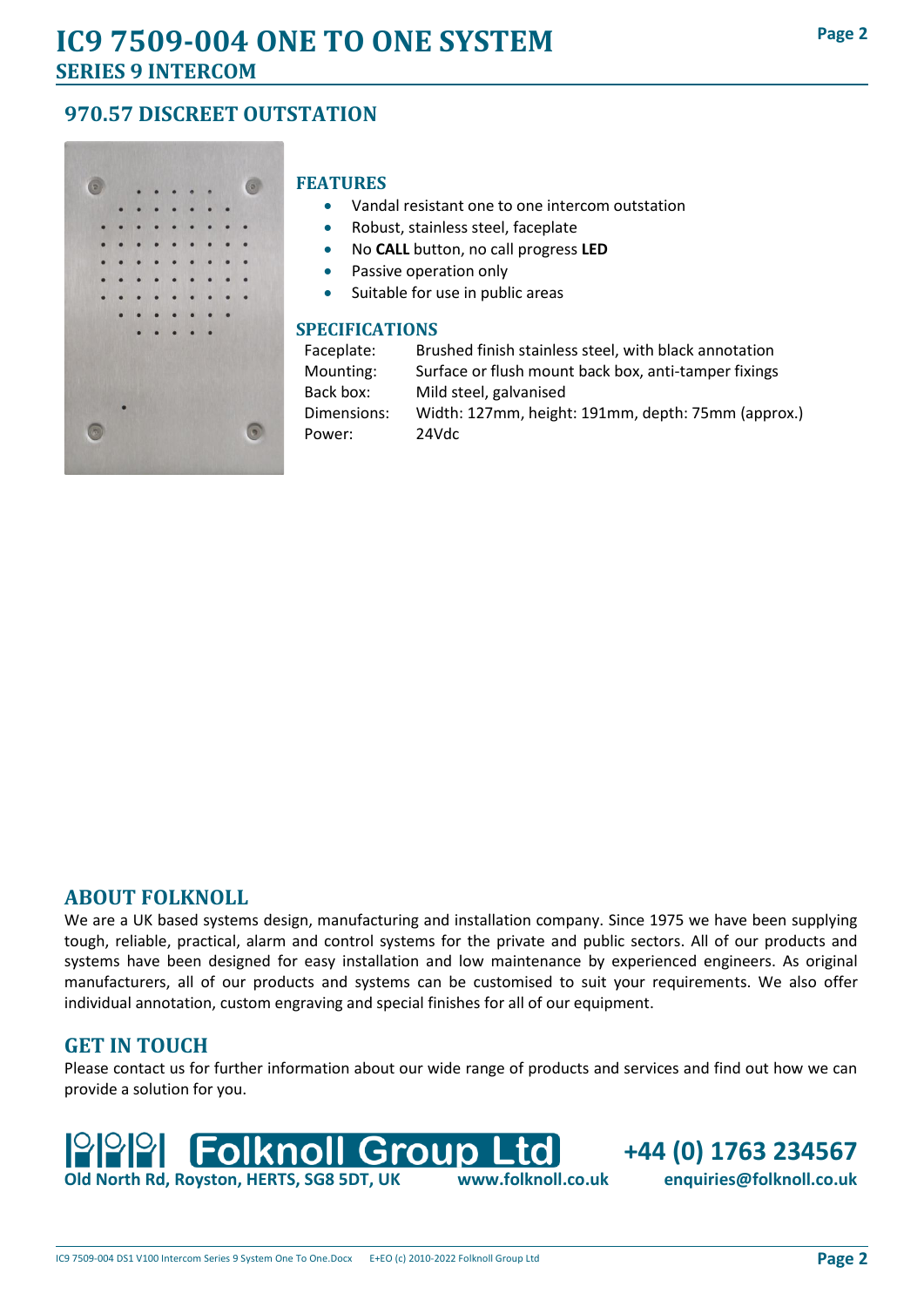## 970.57 DISCREET OUTSTATION

### FEATURES

- Vandal resistant one to one intercom outstation
- Robust, stainless steel, faceplate
- No **CALL** button, no call progress **LED**
- Passive operation only
- Suitable for use in public areas

### SPECIFICATIONS

| | |
|---|---|
| Faceplate: | Brushed finish stainless steel, with black annotation |
| Mounting: | Surface or flush mount back box, anti-tamper fixings |
| Back box: | Mild steel, galvanised |
| Dimensions: | Width: 127mm, height: 191mm, depth: 75mm (approx.) |
| Power: | 24Vdc |

## ABOUT FOLKNOLL

We are a UK based systems design, manufacturing and installation company. Since 1975 we have been supplying tough, reliable, practical, alarm and control systems for the private and public sectors. All of our products and systems have been designed for easy installation and low maintenance by experienced engineers. As original manufacturers, all of our products and systems can be customised to suit your requirements. We also offer individual annotation, custom engraving and special finishes for all of our equipment.

## GET IN TOUCH

Please contact us for further information about our wide range of products and services and find out how we can provide a solution for you.

**Folknoll Group Ltd** **+44 (0) 1763 234567**

**Old North Rd, Royston, HERTS, SG8 5DT, UK** **www.folknoll.co.uk** **enquiries@folknoll.co.uk**